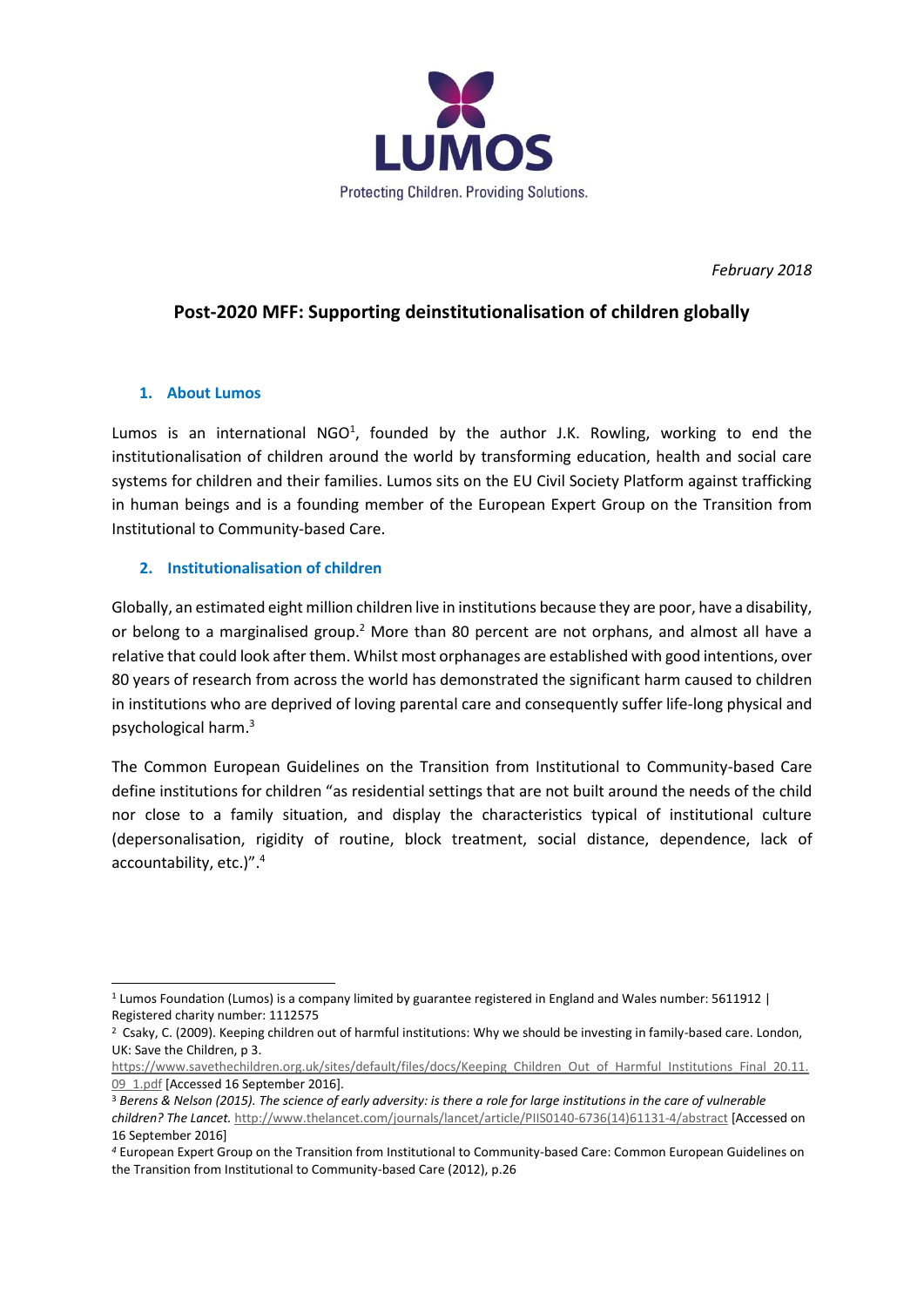LUMOS

Protecting Children. Providing Solutions.

*February 2018*

# Post-2020 MFF: Supporting deinstitutionalisation of children globally

## 1. About Lumos

Lumos is an international NGO[1], founded by the author J.K. Rowling, working to end the institutionalisation of children around the world by transforming education, health and social care systems for children and their families. Lumos sits on the EU Civil Society Platform against trafficking in human beings and is a founding member of the European Expert Group on the Transition from Institutional to Community-based Care.

## 2. Institutionalisation of children

Globally, an estimated eight million children live in institutions because they are poor, have a disability, or belong to a marginalised group.[2] More than 80 percent are not orphans, and almost all have a relative that could look after them. Whilst most orphanages are established with good intentions, over 80 years of research from across the world has demonstrated the significant harm caused to children in institutions who are deprived of loving parental care and consequently suffer life-long physical and psychological harm.[3]

The Common European Guidelines on the Transition from Institutional to Community-based Care define institutions for children "as residential settings that are not built around the needs of the child nor close to a family situation, and display the characteristics typical of institutional culture (depersonalisation, rigidity of routine, block treatment, social distance, dependence, lack of accountability, etc.)".[4]

---

[1] Lumos Foundation (Lumos) is a company limited by guarantee registered in England and Wales number: 5611912 | Registered charity number: 1112575

[2] Csaky, C. (2009). Keeping children out of harmful institutions: Why we should be investing in family-based care. London, UK: Save the Children, p 3. https://www.savethechildren.org.uk/sites/default/files/docs/Keeping_Children_Out_of_Harmful_Institutions_Final_20.11.09_1.pdf [Accessed 16 September 2016].

[3] *Berens & Nelson (2015). The science of early adversity: is there a role for large institutions in the care of vulnerable children? The Lancet.* http://www.thelancet.com/journals/lancet/article/PIIS0140-6736(14)61131-4/abstract [Accessed on 16 September 2016]

[4] European Expert Group on the Transition from Institutional to Community-based Care: Common European Guidelines on the Transition from Institutional to Community-based Care (2012), p.26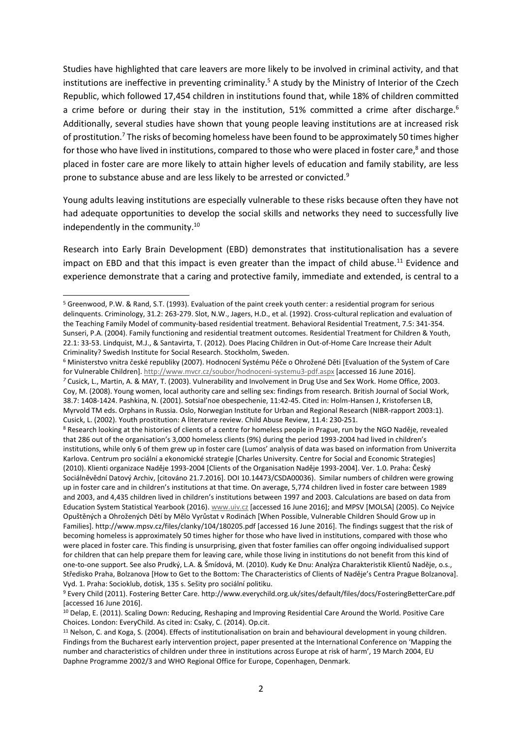Studies have highlighted that care leavers are more likely to be involved in criminal activity, and that institutions are ineffective in preventing criminality.[5] A study by the Ministry of Interior of the Czech Republic, which followed 17,454 children in institutions found that, while 18% of children committed a crime before or during their stay in the institution, 51% committed a crime after discharge.[6] Additionally, several studies have shown that young people leaving institutions are at increased risk of prostitution.[7] The risks of becoming homeless have been found to be approximately 50 times higher for those who have lived in institutions, compared to those who were placed in foster care,[8] and those placed in foster care are more likely to attain higher levels of education and family stability, are less prone to substance abuse and are less likely to be arrested or convicted.[9]

Young adults leaving institutions are especially vulnerable to these risks because often they have not had adequate opportunities to develop the social skills and networks they need to successfully live independently in the community.[10]

Research into Early Brain Development (EBD) demonstrates that institutionalisation has a severe impact on EBD and that this impact is even greater than the impact of child abuse.[11] Evidence and experience demonstrate that a caring and protective family, immediate and extended, is central to a

---

[5] Greenwood, P.W. & Rand, S.T. (1993). Evaluation of the paint creek youth center: a residential program for serious delinquents. Criminology, 31.2: 263-279. Slot, N.W., Jagers, H.D., et al. (1992). Cross-cultural replication and evaluation of the Teaching Family Model of community-based residential treatment. Behavioral Residential Treatment, 7.5: 341-354. Sunseri, P.A. (2004). Family functioning and residential treatment outcomes. Residential Treatment for Children & Youth, 22.1: 33-53. Lindquist, M.J., & Santavirta, T. (2012). Does Placing Children in Out-of-Home Care Increase their Adult Criminality? Swedish Institute for Social Research. Stockholm, Sweden.

[6] Ministerstvo vnitra české republiky (2007). Hodnocení Systému Péče o Ohrožené Děti [Evaluation of the System of Care for Vulnerable Children]. http://www.mvcr.cz/soubor/hodnoceni-systemu3-pdf.aspx [accessed 16 June 2016].

[7] Cusick, L., Martin, A. & MAY, T. (2003). Vulnerability and Involvement in Drug Use and Sex Work. Home Office, 2003. Coy, M. (2008). Young women, local authority care and selling sex: findings from research. British Journal of Social Work, 38.7: 1408-1424. Pashkina, N. (2001). Sotsial'noe obespechenie, 11:42-45. Cited in: Holm-Hansen J, Kristofersen LB, Myrvold TM eds. Orphans in Russia. Oslo, Norwegian Institute for Urban and Regional Research (NIBR-rapport 2003:1). Cusick, L. (2002). Youth prostitution: A literature review. Child Abuse Review, 11.4: 230-251.

[8] Research looking at the histories of clients of a centre for homeless people in Prague, run by the NGO Naděje, revealed that 286 out of the organisation's 3,000 homeless clients (9%) during the period 1993-2004 had lived in children's institutions, while only 6 of them grew up in foster care (Lumos' analysis of data was based on information from Univerzita Karlova. Centrum pro sociální a ekonomické strategie [Charles University. Centre for Social and Economic Strategies] (2010). Klienti organizace Naděje 1993-2004 [Clients of the Organisation Naděje 1993-2004]. Ver. 1.0. Praha: Český Sociálněvědní Datový Archiv, [citováno 21.7.2016]. DOI 10.14473/CSDA00036). Similar numbers of children were growing up in foster care and in children's institutions at that time. On average, 5,774 children lived in foster care between 1989 and 2003, and 4,435 children lived in children's institutions between 1997 and 2003. Calculations are based on data from Education System Statistical Yearbook (2016). www.uiv.cz [accessed 16 June 2016]; and MPSV [MOLSA] (2005). Co Nejvíce Opuštěných a Ohrožených Dětí by Mělo Vyrůstat v Rodinách [When Possible, Vulnerable Children Should Grow up in Families]. http://www.mpsv.cz/files/clanky/104/180205.pdf [accessed 16 June 2016]. The findings suggest that the risk of becoming homeless is approximately 50 times higher for those who have lived in institutions, compared with those who were placed in foster care. This finding is unsurprising, given that foster families can offer ongoing individualised support for children that can help prepare them for leaving care, while those living in institutions do not benefit from this kind of one-to-one support. See also Prudký, L.A. & Šmídová, M. (2010). Kudy Ke Dnu: Analýza Charakteristik Klientů Naděje, o.s., Středisko Praha, Bolzanova [How to Get to the Bottom: The Characteristics of Clients of Naděje's Centra Prague Bolzanova]. Vyd. 1. Praha: Socioklub, dotisk, 135 s. Sešity pro sociální politiku.

[9] Every Child (2011). Fostering Better Care. http://www.everychild.org.uk/sites/default/files/docs/FosteringBetterCare.pdf [accessed 16 June 2016].

[10] Delap, E. (2011). Scaling Down: Reducing, Reshaping and Improving Residential Care Around the World. Positive Care Choices. London: EveryChild. As cited in: Csaky, C. (2014). Op.cit.

[11] Nelson, C. and Koga, S. (2004). Effects of institutionalisation on brain and behavioural development in young children. Findings from the Bucharest early intervention project, paper presented at the International Conference on 'Mapping the number and characteristics of children under three in institutions across Europe at risk of harm', 19 March 2004, EU Daphne Programme 2002/3 and WHO Regional Office for Europe, Copenhagen, Denmark.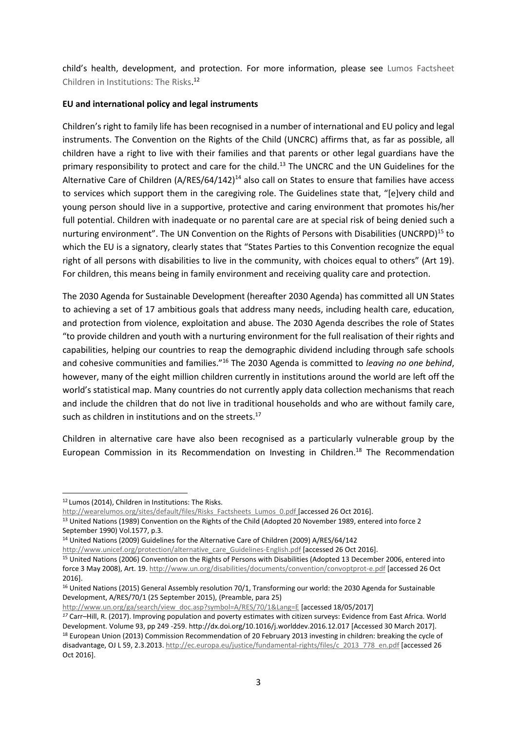child's health, development, and protection. For more information, please see Lumos Factsheet Children in Institutions: The Risks.[12]

**EU and international policy and legal instruments**

Children's right to family life has been recognised in a number of international and EU policy and legal instruments. The Convention on the Rights of the Child (UNCRC) affirms that, as far as possible, all children have a right to live with their families and that parents or other legal guardians have the primary responsibility to protect and care for the child.[13] The UNCRC and the UN Guidelines for the Alternative Care of Children (A/RES/64/142)[14] also call on States to ensure that families have access to services which support them in the caregiving role. The Guidelines state that, "[e]very child and young person should live in a supportive, protective and caring environment that promotes his/her full potential. Children with inadequate or no parental care are at special risk of being denied such a nurturing environment". The UN Convention on the Rights of Persons with Disabilities (UNCRPD)[15] to which the EU is a signatory, clearly states that "States Parties to this Convention recognize the equal right of all persons with disabilities to live in the community, with choices equal to others" (Art 19). For children, this means being in family environment and receiving quality care and protection.

The 2030 Agenda for Sustainable Development (hereafter 2030 Agenda) has committed all UN States to achieving a set of 17 ambitious goals that address many needs, including health care, education, and protection from violence, exploitation and abuse. The 2030 Agenda describes the role of States "to provide children and youth with a nurturing environment for the full realisation of their rights and capabilities, helping our countries to reap the demographic dividend including through safe schools and cohesive communities and families."[16] The 2030 Agenda is committed to *leaving no one behind*, however, many of the eight million children currently in institutions around the world are left off the world's statistical map. Many countries do not currently apply data collection mechanisms that reach and include the children that do not live in traditional households and who are without family care, such as children in institutions and on the streets.[17]

Children in alternative care have also been recognised as a particularly vulnerable group by the European Commission in its Recommendation on Investing in Children.[18] The Recommendation

---

[12] Lumos (2014), Children in Institutions: The Risks. http://wearelumos.org/sites/default/files/Risks_Factsheets_Lumos_0.pdf [accessed 26 Oct 2016].

[13] United Nations (1989) Convention on the Rights of the Child (Adopted 20 November 1989, entered into force 2 September 1990) Vol.1577, p.3.

[14] United Nations (2009) Guidelines for the Alternative Care of Children (2009) A/RES/64/142 http://www.unicef.org/protection/alternative_care_Guidelines-English.pdf [accessed 26 Oct 2016].

[15] United Nations (2006) Convention on the Rights of Persons with Disabilities (Adopted 13 December 2006, entered into force 3 May 2008), Art. 19. http://www.un.org/disabilities/documents/convention/convoptprot-e.pdf [accessed 26 Oct 2016].

[16] United Nations (2015) General Assembly resolution 70/1, Transforming our world: the 2030 Agenda for Sustainable Development, A/RES/70/1 (25 September 2015), (Preamble, para 25) http://www.un.org/ga/search/view_doc.asp?symbol=A/RES/70/1&Lang=E [accessed 18/05/2017]

[17] Carr–Hill, R. (2017). Improving population and poverty estimates with citizen surveys: Evidence from East Africa. World Development. Volume 93, pp 249 -259. http://dx.doi.org/10.1016/j.worlddev.2016.12.017 [Accessed 30 March 2017].

[18] European Union (2013) Commission Recommendation of 20 February 2013 investing in children: breaking the cycle of disadvantage, OJ L 59, 2.3.2013. http://ec.europa.eu/justice/fundamental-rights/files/c_2013_778_en.pdf [accessed 26 Oct 2016].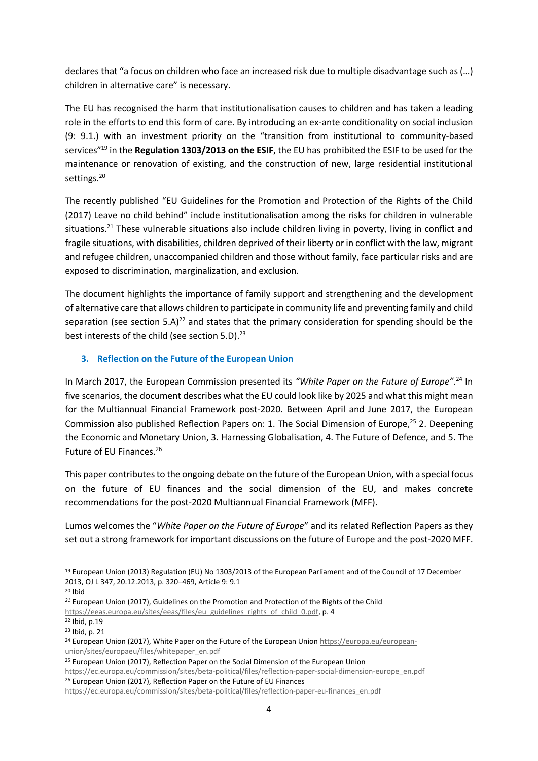declares that "a focus on children who face an increased risk due to multiple disadvantage such as (…) children in alternative care" is necessary.

The EU has recognised the harm that institutionalisation causes to children and has taken a leading role in the efforts to end this form of care. By introducing an ex-ante conditionality on social inclusion (9: 9.1.) with an investment priority on the "transition from institutional to community-based services"[19] in the **Regulation 1303/2013 on the ESIF**, the EU has prohibited the ESIF to be used for the maintenance or renovation of existing, and the construction of new, large residential institutional settings.[20]

The recently published "EU Guidelines for the Promotion and Protection of the Rights of the Child (2017) Leave no child behind" include institutionalisation among the risks for children in vulnerable situations.[21] These vulnerable situations also include children living in poverty, living in conflict and fragile situations, with disabilities, children deprived of their liberty or in conflict with the law, migrant and refugee children, unaccompanied children and those without family, face particular risks and are exposed to discrimination, marginalization, and exclusion.

The document highlights the importance of family support and strengthening and the development of alternative care that allows children to participate in community life and preventing family and child separation (see section 5.A)[22] and states that the primary consideration for spending should be the best interests of the child (see section 5.D).[23]

## 3. Reflection on the Future of the European Union

In March 2017, the European Commission presented its *"White Paper on the Future of Europe"*.[24] In five scenarios, the document describes what the EU could look like by 2025 and what this might mean for the Multiannual Financial Framework post-2020. Between April and June 2017, the European Commission also published Reflection Papers on: 1. The Social Dimension of Europe,[25] 2. Deepening the Economic and Monetary Union, 3. Harnessing Globalisation, 4. The Future of Defence, and 5. The Future of EU Finances.[26]

This paper contributes to the ongoing debate on the future of the European Union, with a special focus on the future of EU finances and the social dimension of the EU, and makes concrete recommendations for the post-2020 Multiannual Financial Framework (MFF).

Lumos welcomes the "*White Paper on the Future of Europe*" and its related Reflection Papers as they set out a strong framework for important discussions on the future of Europe and the post-2020 MFF.

---

[19] European Union (2013) Regulation (EU) No 1303/2013 of the European Parliament and of the Council of 17 December 2013, OJ L 347, 20.12.2013, p. 320–469, Article 9: 9.1

[20] Ibid

[21] European Union (2017), Guidelines on the Promotion and Protection of the Rights of the Child https://eeas.europa.eu/sites/eeas/files/eu_guidelines_rights_of_child_0.pdf, p. 4

[22] Ibid, p.19

[23] Ibid, p. 21

[24] European Union (2017), White Paper on the Future of the European Union https://europa.eu/european-union/sites/europaeu/files/whitepaper_en.pdf

[25] European Union (2017), Reflection Paper on the Social Dimension of the European Union https://ec.europa.eu/commission/sites/beta-political/files/reflection-paper-social-dimension-europe_en.pdf

[26] European Union (2017), Reflection Paper on the Future of EU Finances https://ec.europa.eu/commission/sites/beta-political/files/reflection-paper-eu-finances_en.pdf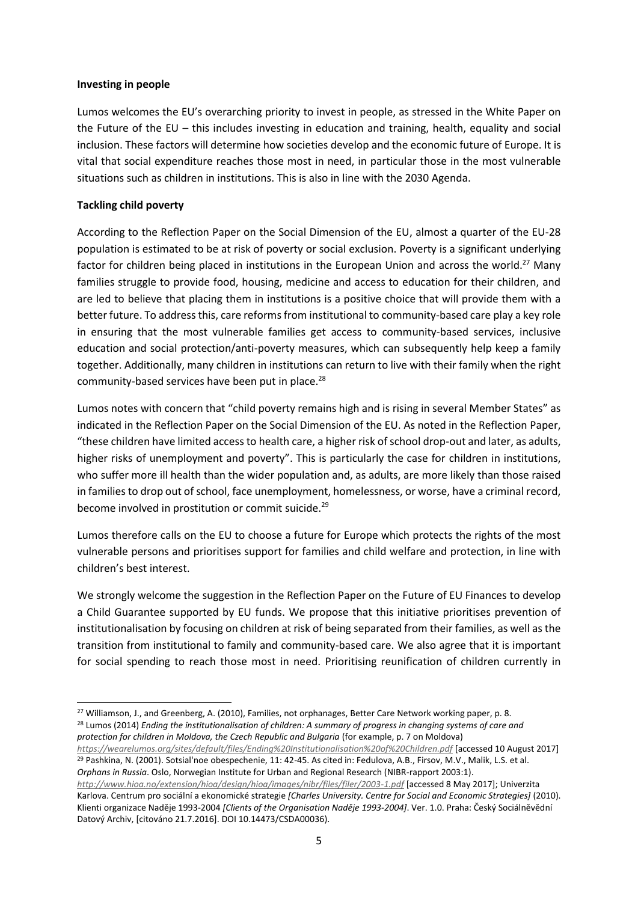**Investing in people**

Lumos welcomes the EU's overarching priority to invest in people, as stressed in the White Paper on the Future of the EU – this includes investing in education and training, health, equality and social inclusion. These factors will determine how societies develop and the economic future of Europe. It is vital that social expenditure reaches those most in need, in particular those in the most vulnerable situations such as children in institutions. This is also in line with the 2030 Agenda.

**Tackling child poverty**

According to the Reflection Paper on the Social Dimension of the EU, almost a quarter of the EU-28 population is estimated to be at risk of poverty or social exclusion. Poverty is a significant underlying factor for children being placed in institutions in the European Union and across the world.[27] Many families struggle to provide food, housing, medicine and access to education for their children, and are led to believe that placing them in institutions is a positive choice that will provide them with a better future. To address this, care reforms from institutional to community-based care play a key role in ensuring that the most vulnerable families get access to community-based services, inclusive education and social protection/anti-poverty measures, which can subsequently help keep a family together. Additionally, many children in institutions can return to live with their family when the right community-based services have been put in place.[28]

Lumos notes with concern that "child poverty remains high and is rising in several Member States" as indicated in the Reflection Paper on the Social Dimension of the EU. As noted in the Reflection Paper, "these children have limited access to health care, a higher risk of school drop-out and later, as adults, higher risks of unemployment and poverty". This is particularly the case for children in institutions, who suffer more ill health than the wider population and, as adults, are more likely than those raised in families to drop out of school, face unemployment, homelessness, or worse, have a criminal record, become involved in prostitution or commit suicide.[29]

Lumos therefore calls on the EU to choose a future for Europe which protects the rights of the most vulnerable persons and prioritises support for families and child welfare and protection, in line with children's best interest.

We strongly welcome the suggestion in the Reflection Paper on the Future of EU Finances to develop a Child Guarantee supported by EU funds. We propose that this initiative prioritises prevention of institutionalisation by focusing on children at risk of being separated from their families, as well as the transition from institutional to family and community-based care. We also agree that it is important for social spending to reach those most in need. Prioritising reunification of children currently in

---

[27] Williamson, J., and Greenberg, A. (2010), Families, not orphanages, Better Care Network working paper, p. 8.

[28] Lumos (2014) *Ending the institutionalisation of children: A summary of progress in changing systems of care and protection for children in Moldova, the Czech Republic and Bulgaria* (for example, p. 7 on Moldova) *https://wearelumos.org/sites/default/files/Ending%20Institutionalisation%20of%20Children.pdf* [accessed 10 August 2017]

[29] Pashkina, N. (2001). Sotsial'noe obespechenie, 11: 42-45. As cited in: Fedulova, A.B., Firsov, M.V., Malik, L.S. et al. *Orphans in Russia*. Oslo, Norwegian Institute for Urban and Regional Research (NIBR-rapport 2003:1). *http://www.hioa.no/extension/hioa/design/hioa/images/nibr/files/filer/2003-1.pdf* [accessed 8 May 2017]; Univerzita Karlova. Centrum pro sociální a ekonomické strategie *[Charles University. Centre for Social and Economic Strategies]* (2010). Klienti organizace Naděje 1993-2004 *[Clients of the Organisation Naděje 1993-2004]*. Ver. 1.0. Praha: Český Sociálněvědní Datový Archiv, [citováno 21.7.2016]. DOI 10.14473/CSDA00036).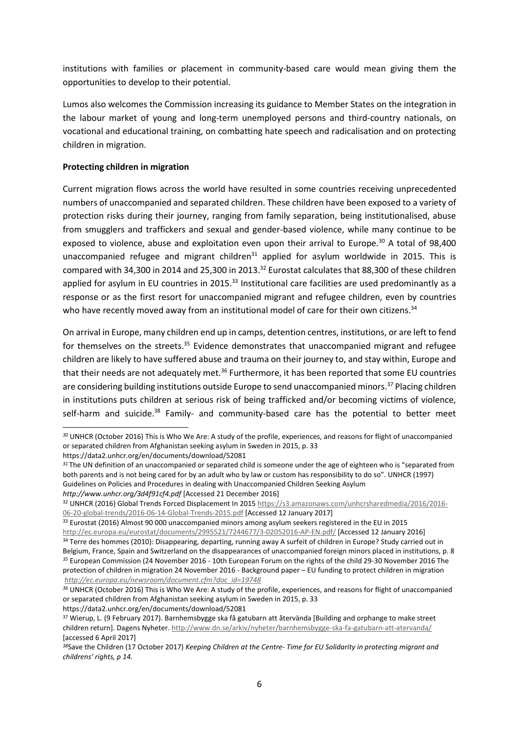institutions with families or placement in community-based care would mean giving them the opportunities to develop to their potential.

Lumos also welcomes the Commission increasing its guidance to Member States on the integration in the labour market of young and long-term unemployed persons and third-country nationals, on vocational and educational training, on combatting hate speech and radicalisation and on protecting children in migration.

**Protecting children in migration**

Current migration flows across the world have resulted in some countries receiving unprecedented numbers of unaccompanied and separated children. These children have been exposed to a variety of protection risks during their journey, ranging from family separation, being institutionalised, abuse from smugglers and traffickers and sexual and gender-based violence, while many continue to be exposed to violence, abuse and exploitation even upon their arrival to Europe.[30] A total of 98,400 unaccompanied refugee and migrant children[31] applied for asylum worldwide in 2015. This is compared with 34,300 in 2014 and 25,300 in 2013.[32] Eurostat calculates that 88,300 of these children applied for asylum in EU countries in 2015.[33] Institutional care facilities are used predominantly as a response or as the first resort for unaccompanied migrant and refugee children, even by countries who have recently moved away from an institutional model of care for their own citizens.[34]

On arrival in Europe, many children end up in camps, detention centres, institutions, or are left to fend for themselves on the streets.[35] Evidence demonstrates that unaccompanied migrant and refugee children are likely to have suffered abuse and trauma on their journey to, and stay within, Europe and that their needs are not adequately met.[36] Furthermore, it has been reported that some EU countries are considering building institutions outside Europe to send unaccompanied minors.[37] Placing children in institutions puts children at serious risk of being trafficked and/or becoming victims of violence, self-harm and suicide.[38] Family- and community-based care has the potential to better meet

---

[30] UNHCR (October 2016) This is Who We Are: A study of the profile, experiences, and reasons for flight of unaccompanied or separated children from Afghanistan seeking asylum in Sweden in 2015, p. 33 https://data2.unhcr.org/en/documents/download/52081

[31] The UN definition of an unaccompanied or separated child is someone under the age of eighteen who is "separated from both parents and is not being cared for by an adult who by law or custom has responsibility to do so". UNHCR (1997) Guidelines on Policies and Procedures in dealing with Unaccompanied Children Seeking Asylum *http://www.unhcr.org/3d4f91cf4.pdf* [Accessed 21 December 2016]

[32] UNHCR (2016) Global Trends Forced Displacement In 2015 https://s3.amazonaws.com/unhcrsharedmedia/2016/2016-06-20-global-trends/2016-06-14-Global-Trends-2015.pdf [Accessed 12 January 2017]

[33] Eurostat (2016) Almost 90 000 unaccompanied minors among asylum seekers registered in the EU in 2015 http://ec.europa.eu/eurostat/documents/2995521/7244677/3-02052016-AP-EN.pdf/ [Accessed 12 January 2016]

[34] Terre des hommes (2010): Disappearing, departing, running away A surfeit of children in Europe? Study carried out in Belgium, France, Spain and Switzerland on the disappearances of unaccompanied foreign minors placed in institutions, p. 8

[35] European Commission (24 November 2016 - 10th European Forum on the rights of the child 29-30 November 2016 The protection of children in migration 24 November 2016 - Background paper – EU funding to protect children in migration *http://ec.europa.eu/newsroom/document.cfm?doc_id=19748*

[36] UNHCR (October 2016) This is Who We Are: A study of the profile, experiences, and reasons for flight of unaccompanied or separated children from Afghanistan seeking asylum in Sweden in 2015, p. 33 https://data2.unhcr.org/en/documents/download/52081

[37] Wierup, L. (9 February 2017). Barnhemsbygge ska få gatubarn att återvända [Building and orphange to make street children return]. Dagens Nyheter. http://www.dn.se/arkiv/nyheter/barnhemsbygge-ska-fa-gatubarn-att-atervanda/ [accessed 6 April 2017]

[38] Save the Children (17 October 2017) *Keeping Children at the Centre- Time for EU Solidarity in protecting migrant and childrens' rights, p 14.*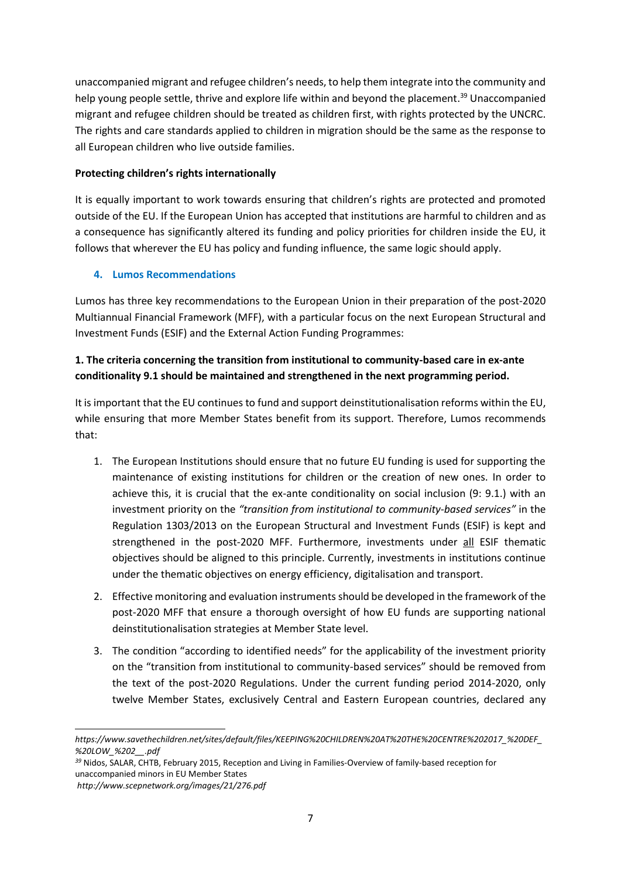unaccompanied migrant and refugee children's needs, to help them integrate into the community and help young people settle, thrive and explore life within and beyond the placement.[39] Unaccompanied migrant and refugee children should be treated as children first, with rights protected by the UNCRC. The rights and care standards applied to children in migration should be the same as the response to all European children who live outside families.

**Protecting children's rights internationally**

It is equally important to work towards ensuring that children's rights are protected and promoted outside of the EU. If the European Union has accepted that institutions are harmful to children and as a consequence has significantly altered its funding and policy priorities for children inside the EU, it follows that wherever the EU has policy and funding influence, the same logic should apply.

## 4. Lumos Recommendations

Lumos has three key recommendations to the European Union in their preparation of the post-2020 Multiannual Financial Framework (MFF), with a particular focus on the next European Structural and Investment Funds (ESIF) and the External Action Funding Programmes:

**1. The criteria concerning the transition from institutional to community-based care in ex-ante conditionality 9.1 should be maintained and strengthened in the next programming period.**

It is important that the EU continues to fund and support deinstitutionalisation reforms within the EU, while ensuring that more Member States benefit from its support. Therefore, Lumos recommends that:

1. The European Institutions should ensure that no future EU funding is used for supporting the maintenance of existing institutions for children or the creation of new ones. In order to achieve this, it is crucial that the ex-ante conditionality on social inclusion (9: 9.1.) with an investment priority on the *"transition from institutional to community-based services"* in the Regulation 1303/2013 on the European Structural and Investment Funds (ESIF) is kept and strengthened in the post-2020 MFF. Furthermore, investments under all ESIF thematic objectives should be aligned to this principle. Currently, investments in institutions continue under the thematic objectives on energy efficiency, digitalisation and transport.
2. Effective monitoring and evaluation instruments should be developed in the framework of the post-2020 MFF that ensure a thorough oversight of how EU funds are supporting national deinstitutionalisation strategies at Member State level.
3. The condition "according to identified needs" for the applicability of the investment priority on the "transition from institutional to community-based services" should be removed from the text of the post-2020 Regulations. Under the current funding period 2014-2020, only twelve Member States, exclusively Central and Eastern European countries, declared any

---

*https://www.savethechildren.net/sites/default/files/KEEPING%20CHILDREN%20AT%20THE%20CENTRE%202017_%20DEF_%20LOW_%202__.pdf*

[39] Nidos, SALAR, CHTB, February 2015, Reception and Living in Families-Overview of family-based reception for unaccompanied minors in EU Member States
*http://www.scepnetwork.org/images/21/276.pdf*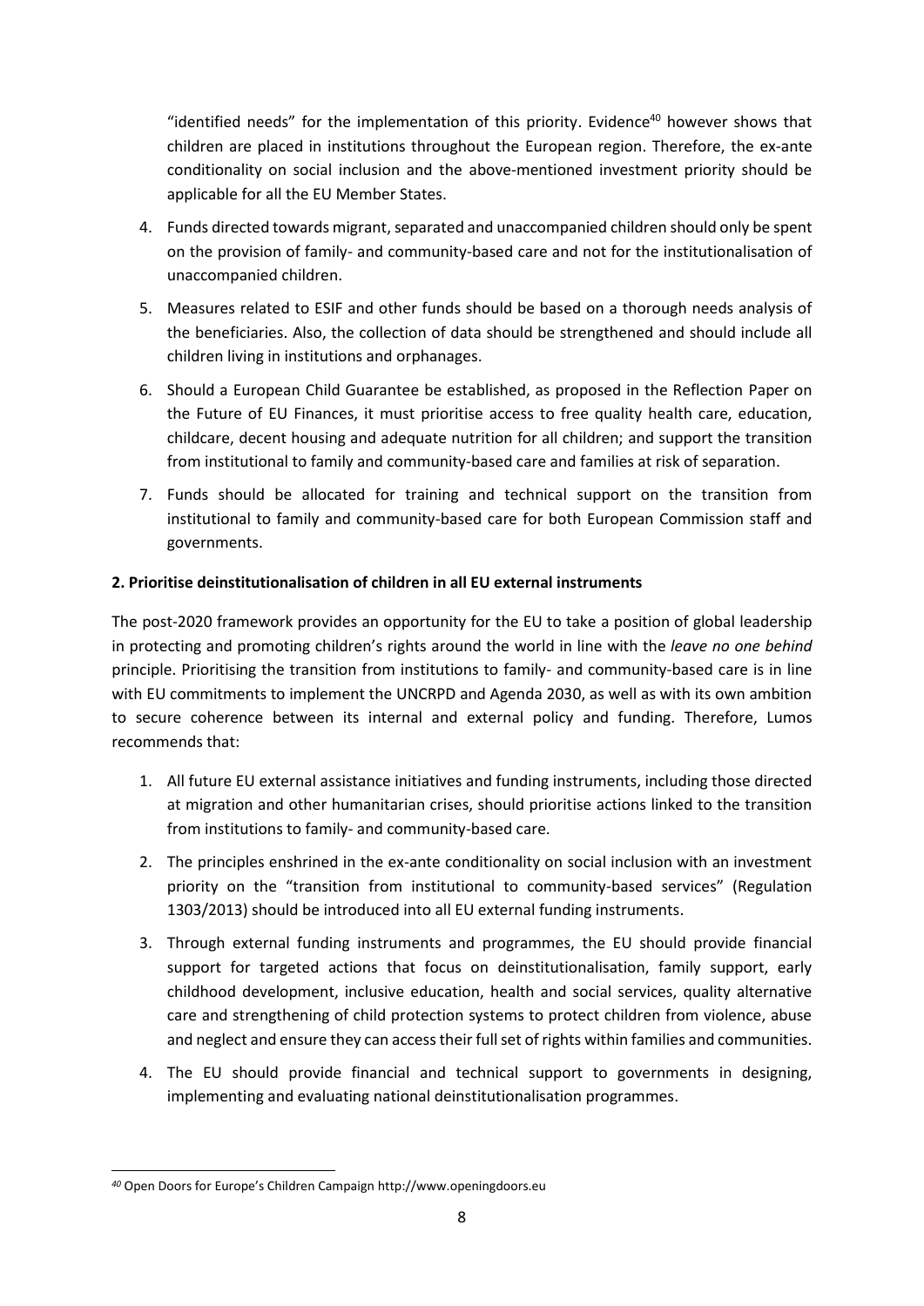"identified needs" for the implementation of this priority. Evidence[40] however shows that children are placed in institutions throughout the European region. Therefore, the ex-ante conditionality on social inclusion and the above-mentioned investment priority should be applicable for all the EU Member States.

4. Funds directed towards migrant, separated and unaccompanied children should only be spent on the provision of family- and community-based care and not for the institutionalisation of unaccompanied children.
5. Measures related to ESIF and other funds should be based on a thorough needs analysis of the beneficiaries. Also, the collection of data should be strengthened and should include all children living in institutions and orphanages.
6. Should a European Child Guarantee be established, as proposed in the Reflection Paper on the Future of EU Finances, it must prioritise access to free quality health care, education, childcare, decent housing and adequate nutrition for all children; and support the transition from institutional to family and community-based care and families at risk of separation.
7. Funds should be allocated for training and technical support on the transition from institutional to family and community-based care for both European Commission staff and governments.

**2. Prioritise deinstitutionalisation of children in all EU external instruments**

The post-2020 framework provides an opportunity for the EU to take a position of global leadership in protecting and promoting children's rights around the world in line with the *leave no one behind* principle. Prioritising the transition from institutions to family- and community-based care is in line with EU commitments to implement the UNCRPD and Agenda 2030, as well as with its own ambition to secure coherence between its internal and external policy and funding. Therefore, Lumos recommends that:

1. All future EU external assistance initiatives and funding instruments, including those directed at migration and other humanitarian crises, should prioritise actions linked to the transition from institutions to family- and community-based care.
2. The principles enshrined in the ex-ante conditionality on social inclusion with an investment priority on the "transition from institutional to community-based services" (Regulation 1303/2013) should be introduced into all EU external funding instruments.
3. Through external funding instruments and programmes, the EU should provide financial support for targeted actions that focus on deinstitutionalisation, family support, early childhood development, inclusive education, health and social services, quality alternative care and strengthening of child protection systems to protect children from violence, abuse and neglect and ensure they can access their full set of rights within families and communities.
4. The EU should provide financial and technical support to governments in designing, implementing and evaluating national deinstitutionalisation programmes.

---

[40] Open Doors for Europe's Children Campaign http://www.openingdoors.eu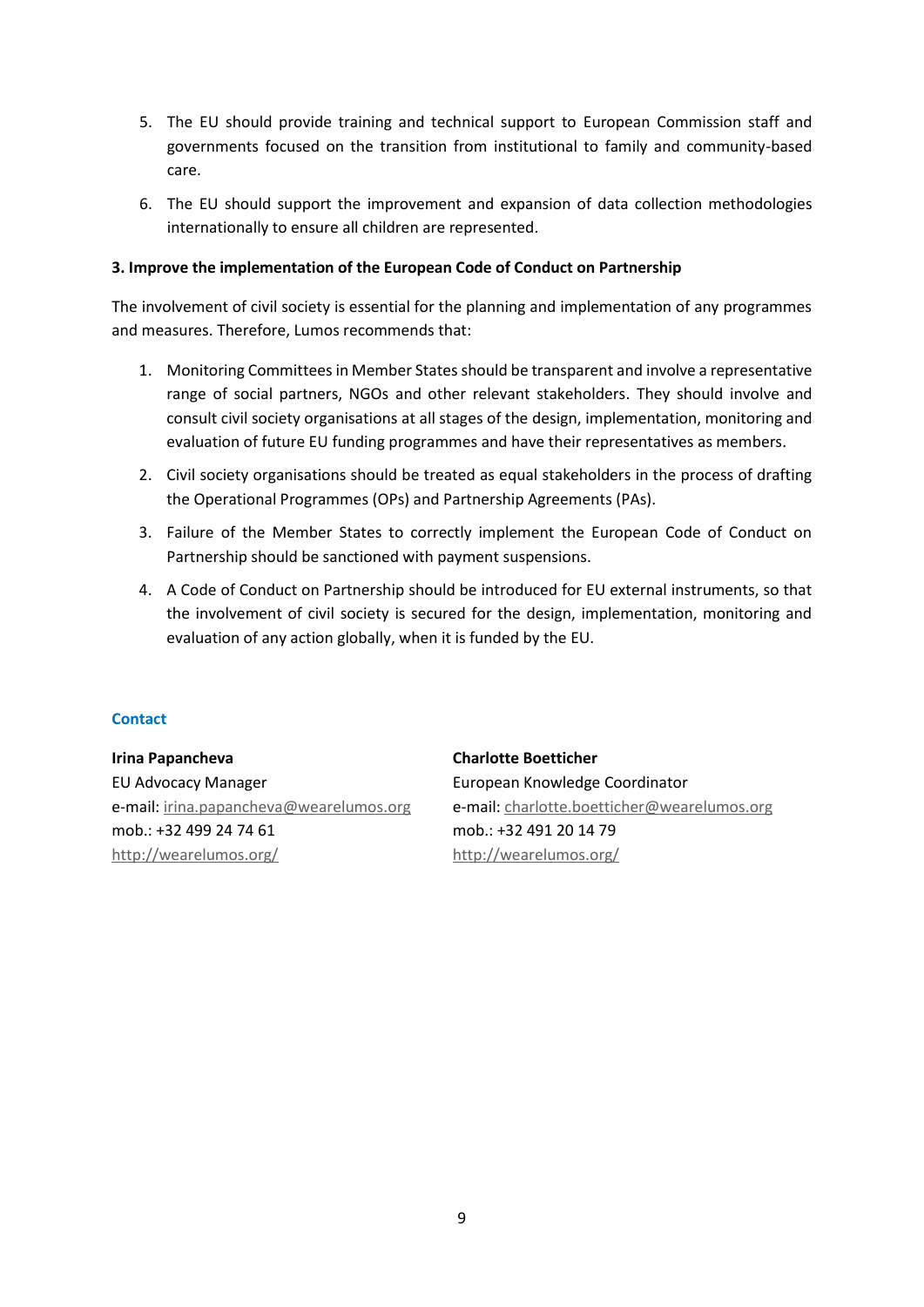5. The EU should provide training and technical support to European Commission staff and governments focused on the transition from institutional to family and community-based care.
6. The EU should support the improvement and expansion of data collection methodologies internationally to ensure all children are represented.

### 3. Improve the implementation of the European Code of Conduct on Partnership

The involvement of civil society is essential for the planning and implementation of any programmes and measures. Therefore, Lumos recommends that:

1. Monitoring Committees in Member States should be transparent and involve a representative range of social partners, NGOs and other relevant stakeholders. They should involve and consult civil society organisations at all stages of the design, implementation, monitoring and evaluation of future EU funding programmes and have their representatives as members.
2. Civil society organisations should be treated as equal stakeholders in the process of drafting the Operational Programmes (OPs) and Partnership Agreements (PAs).
3. Failure of the Member States to correctly implement the European Code of Conduct on Partnership should be sanctioned with payment suspensions.
4. A Code of Conduct on Partnership should be introduced for EU external instruments, so that the involvement of civil society is secured for the design, implementation, monitoring and evaluation of any action globally, when it is funded by the EU.

## Contact

**Irina Papancheva**
EU Advocacy Manager
e-mail: irina.papancheva@wearelumos.org
mob.: +32 499 24 74 61
http://wearelumos.org/

**Charlotte Boetticher**
European Knowledge Coordinator
e-mail: charlotte.boetticher@wearelumos.org
mob.: +32 491 20 14 79
http://wearelumos.org/